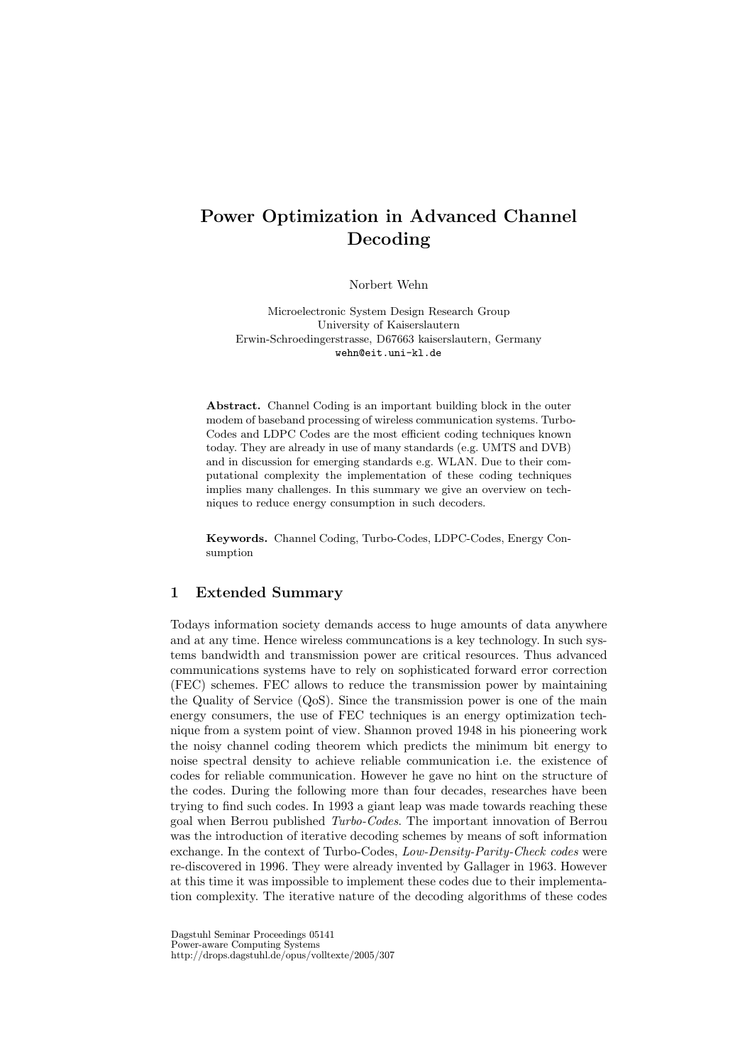# Power Optimization in Advanced Channel Decoding

Norbert Wehn

Microelectronic System Design Research Group
University of Kaiserslautern
Erwin-Schroedingerstrasse, D67663 kaiserslautern, Germany
wehn@eit.uni-kl.de

**Abstract.** Channel Coding is an important building block in the outer modem of baseband processing of wireless communication systems. Turbo-Codes and LDPC Codes are the most efficient coding techniques known today. They are already in use of many standards (e.g. UMTS and DVB) and in discussion for emerging standards e.g. WLAN. Due to their computational complexity the implementation of these coding techniques implies many challenges. In this summary we give an overview on techniques to reduce energy consumption in such decoders.

**Keywords.** Channel Coding, Turbo-Codes, LDPC-Codes, Energy Consumption

## 1 Extended Summary

Todays information society demands access to huge amounts of data anywhere and at any time. Hence wireless communcations is a key technology. In such systems bandwidth and transmission power are critical resources. Thus advanced communications systems have to rely on sophisticated forward error correction (FEC) schemes. FEC allows to reduce the transmission power by maintaining the Quality of Service (QoS). Since the transmission power is one of the main energy consumers, the use of FEC techniques is an energy optimization technique from a system point of view. Shannon proved 1948 in his pioneering work the noisy channel coding theorem which predicts the minimum bit energy to noise spectral density to achieve reliable communication i.e. the existence of codes for reliable communication. However he gave no hint on the structure of the codes. During the following more than four decades, researches have been trying to find such codes. In 1993 a giant leap was made towards reaching these goal when Berrou published *Turbo-Codes*. The important innovation of Berrou was the introduction of iterative decoding schemes by means of soft information exchange. In the context of Turbo-Codes, *Low-Density-Parity-Check codes* were re-discovered in 1996. They were already invented by Gallager in 1963. However at this time it was impossible to implement these codes due to their implementation complexity. The iterative nature of the decoding algorithms of these codes

Dagstuhl Seminar Proceedings 05141
Power-aware Computing Systems
http://drops.dagstuhl.de/opus/volltexte/2005/307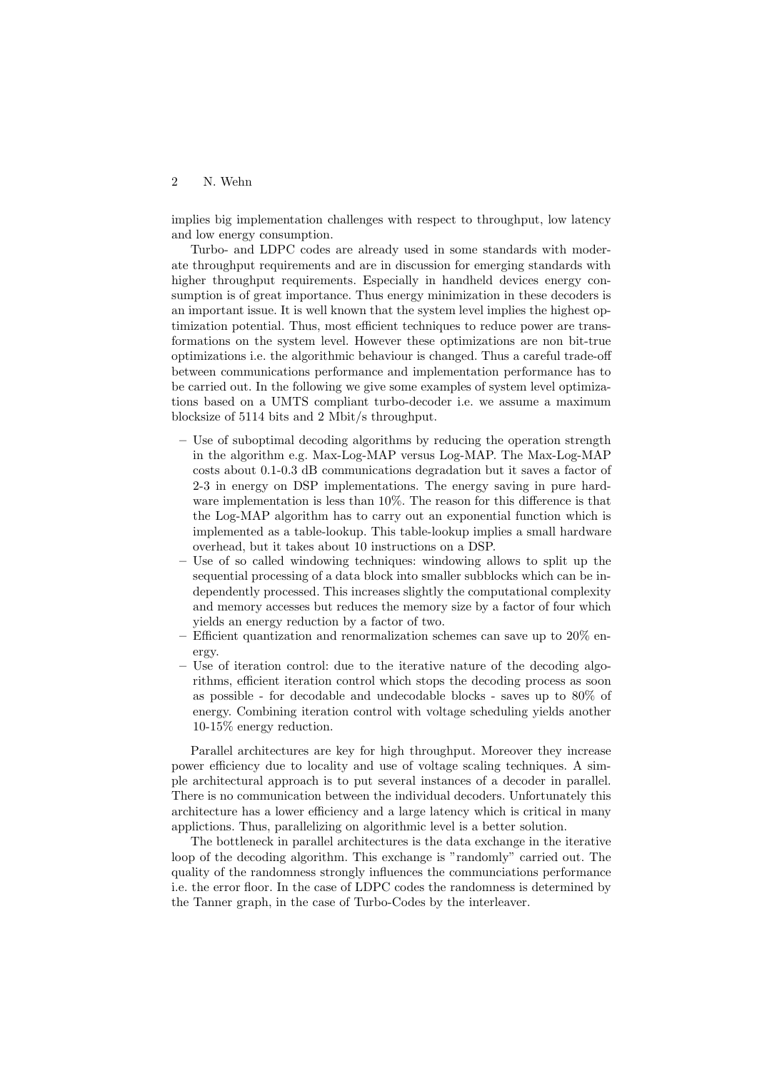implies big implementation challenges with respect to throughput, low latency and low energy consumption.

Turbo- and LDPC codes are already used in some standards with moderate throughput requirements and are in discussion for emerging standards with higher throughput requirements. Especially in handheld devices energy consumption is of great importance. Thus energy minimization in these decoders is an important issue. It is well known that the system level implies the highest optimization potential. Thus, most efficient techniques to reduce power are transformations on the system level. However these optimizations are non bit-true optimizations i.e. the algorithmic behaviour is changed. Thus a careful trade-off between communications performance and implementation performance has to be carried out. In the following we give some examples of system level optimizations based on a UMTS compliant turbo-decoder i.e. we assume a maximum blocksize of 5114 bits and 2 Mbit/s throughput.

- Use of suboptimal decoding algorithms by reducing the operation strength in the algorithm e.g. Max-Log-MAP versus Log-MAP. The Max-Log-MAP costs about 0.1-0.3 dB communications degradation but it saves a factor of 2-3 in energy on DSP implementations. The energy saving in pure hardware implementation is less than 10%. The reason for this difference is that the Log-MAP algorithm has to carry out an exponential function which is implemented as a table-lookup. This table-lookup implies a small hardware overhead, but it takes about 10 instructions on a DSP.
- Use of so called windowing techniques: windowing allows to split up the sequential processing of a data block into smaller subblocks which can be independently processed. This increases slightly the computational complexity and memory accesses but reduces the memory size by a factor of four which yields an energy reduction by a factor of two.
- Efficient quantization and renormalization schemes can save up to 20% energy.
- Use of iteration control: due to the iterative nature of the decoding algorithms, efficient iteration control which stops the decoding process as soon as possible - for decodable and undecodable blocks - saves up to 80% of energy. Combining iteration control with voltage scheduling yields another 10-15% energy reduction.

Parallel architectures are key for high throughput. Moreover they increase power efficiency due to locality and use of voltage scaling techniques. A simple architectural approach is to put several instances of a decoder in parallel. There is no communication between the individual decoders. Unfortunately this architecture has a lower efficiency and a large latency which is critical in many applictions. Thus, parallelizing on algorithmic level is a better solution.

The bottleneck in parallel architectures is the data exchange in the iterative loop of the decoding algorithm. This exchange is "randomly" carried out. The quality of the randomness strongly influences the communciations performance i.e. the error floor. In the case of LDPC codes the randomness is determined by the Tanner graph, in the case of Turbo-Codes by the interleaver.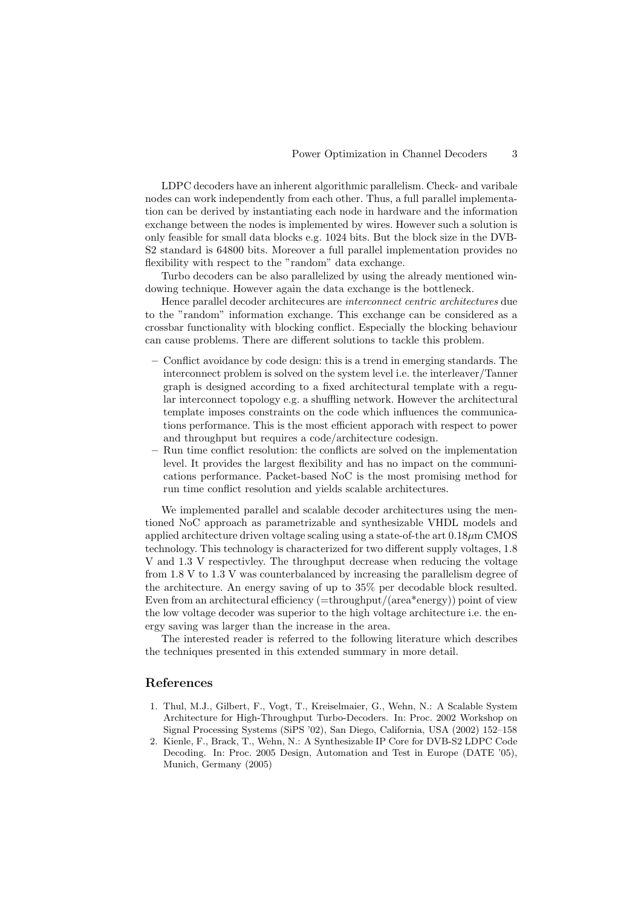LDPC decoders have an inherent algorithmic parallelism. Check- and varibale nodes can work independently from each other. Thus, a full parallel implementation can be derived by instantiating each node in hardware and the information exchange between the nodes is implemented by wires. However such a solution is only feasible for small data blocks e.g. 1024 bits. But the block size in the DVB-S2 standard is 64800 bits. Moreover a full parallel implementation provides no flexibility with respect to the "random" data exchange.

Turbo decoders can be also parallelized by using the already mentioned windowing technique. However again the data exchange is the bottleneck.

Hence parallel decoder architecures are *interconnect centric architectures* due to the "random" information exchange. This exchange can be considered as a crossbar functionality with blocking conflict. Especially the blocking behaviour can cause problems. There are different solutions to tackle this problem.

- Conflict avoidance by code design: this is a trend in emerging standards. The interconnect problem is solved on the system level i.e. the interleaver/Tanner graph is designed according to a fixed architectural template with a regular interconnect topology e.g. a shuffling network. However the architectural template imposes constraints on the code which influences the communications performance. This is the most efficient apporach with respect to power and throughput but requires a code/architecture codesign.
- Run time conflict resolution: the conflicts are solved on the implementation level. It provides the largest flexibility and has no impact on the communications performance. Packet-based NoC is the most promising method for run time conflict resolution and yields scalable architectures.

We implemented parallel and scalable decoder architectures using the mentioned NoC approach as parametrizable and synthesizable VHDL models and applied architecture driven voltage scaling using a state-of-the art $0.18\mu$m CMOS technology. This technology is characterized for two different supply voltages, 1.8 V and 1.3 V respectivley. The throughput decrease when reducing the voltage from 1.8 V to 1.3 V was counterbalanced by increasing the parallelism degree of the architecture. An energy saving of up to 35% per decodable block resulted. Even from an architectural efficiency (=throughput/(area*energy)) point of view the low voltage decoder was superior to the high voltage architecture i.e. the energy saving was larger than the increase in the area.

The interested reader is referred to the following literature which describes the techniques presented in this extended summary in more detail.

## References

1. Thul, M.J., Gilbert, F., Vogt, T., Kreiselmaier, G., Wehn, N.: A Scalable System Architecture for High-Throughput Turbo-Decoders. In: Proc. 2002 Workshop on Signal Processing Systems (SiPS '02), San Diego, California, USA (2002) 152–158
2. Kienle, F., Brack, T., Wehn, N.: A Synthesizable IP Core for DVB-S2 LDPC Code Decoding. In: Proc. 2005 Design, Automation and Test in Europe (DATE '05), Munich, Germany (2005)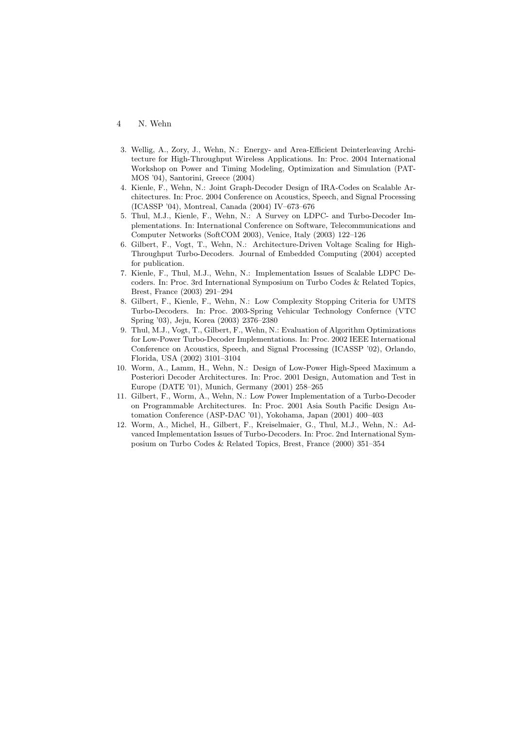3. Wellig, A., Zory, J., Wehn, N.: Energy- and Area-Efficient Deinterleaving Architecture for High-Throughput Wireless Applications. In: Proc. 2004 International Workshop on Power and Timing Modeling, Optimization and Simulation (PATMOS '04), Santorini, Greece (2004)
4. Kienle, F., Wehn, N.: Joint Graph-Decoder Design of IRA-Codes on Scalable Architectures. In: Proc. 2004 Conference on Acoustics, Speech, and Signal Processing (ICASSP '04), Montreal, Canada (2004) IV–673–676
5. Thul, M.J., Kienle, F., Wehn, N.: A Survey on LDPC- and Turbo-Decoder Implementations. In: International Conference on Software, Telecommunications and Computer Networks (SoftCOM 2003), Venice, Italy (2003) 122–126
6. Gilbert, F., Vogt, T., Wehn, N.: Architecture-Driven Voltage Scaling for High-Throughput Turbo-Decoders. Journal of Embedded Computing (2004) accepted for publication.
7. Kienle, F., Thul, M.J., Wehn, N.: Implementation Issues of Scalable LDPC Decoders. In: Proc. 3rd International Symposium on Turbo Codes & Related Topics, Brest, France (2003) 291–294
8. Gilbert, F., Kienle, F., Wehn, N.: Low Complexity Stopping Criteria for UMTS Turbo-Decoders. In: Proc. 2003-Spring Vehicular Technology Confernce (VTC Spring '03), Jeju, Korea (2003) 2376–2380
9. Thul, M.J., Vogt, T., Gilbert, F., Wehn, N.: Evaluation of Algorithm Optimizations for Low-Power Turbo-Decoder Implementations. In: Proc. 2002 IEEE International Conference on Acoustics, Speech, and Signal Processing (ICASSP '02), Orlando, Florida, USA (2002) 3101–3104
10. Worm, A., Lamm, H., Wehn, N.: Design of Low-Power High-Speed Maximum a Posteriori Decoder Architectures. In: Proc. 2001 Design, Automation and Test in Europe (DATE '01), Munich, Germany (2001) 258–265
11. Gilbert, F., Worm, A., Wehn, N.: Low Power Implementation of a Turbo-Decoder on Programmable Architectures. In: Proc. 2001 Asia South Pacific Design Automation Conference (ASP-DAC '01), Yokohama, Japan (2001) 400–403
12. Worm, A., Michel, H., Gilbert, F., Kreiselmaier, G., Thul, M.J., Wehn, N.: Advanced Implementation Issues of Turbo-Decoders. In: Proc. 2nd International Symposium on Turbo Codes & Related Topics, Brest, France (2000) 351–354